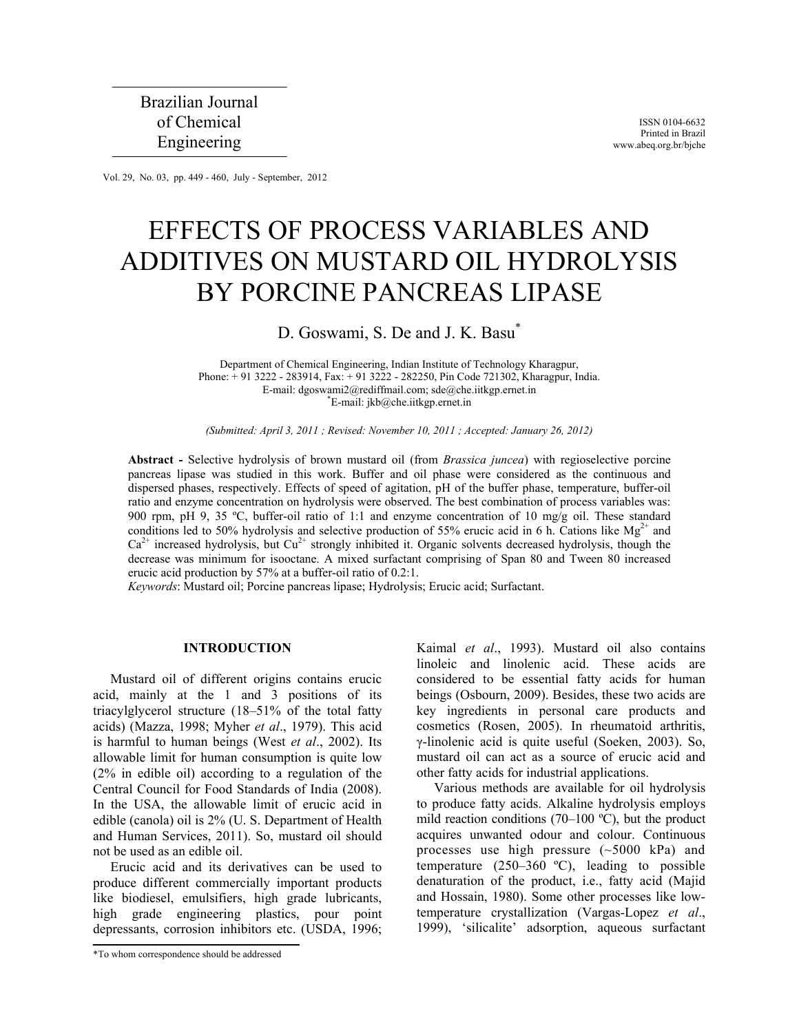Brazilian Journal of Chemical Engineering

ISSN 0104-6632
Printed in Brazil
www.abeq.org.br/bjche

# EFFECTS OF PROCESS VARIABLES AND ADDITIVES ON MUSTARD OIL HYDROLYSIS BY PORCINE PANCREAS LIPASE

D. Goswami, S. De and J. K. Basu*

Department of Chemical Engineering, Indian Institute of Technology Kharagpur,
Phone: + 91 3222 - 283914, Fax: + 91 3222 - 282250, Pin Code 721302, Kharagpur, India.
E-mail: dgoswami2@rediffmail.com; sde@che.iitkgp.ernet.in
*E-mail: jkb@che.iitkgp.ernet.in

*(Submitted: April 3, 2011 ; Revised: November 10, 2011 ; Accepted: January 26, 2012)*

**Abstract -** Selective hydrolysis of brown mustard oil (from *Brassica juncea*) with regioselective porcine pancreas lipase was studied in this work. Buffer and oil phase were considered as the continuous and dispersed phases, respectively. Effects of speed of agitation, pH of the buffer phase, temperature, buffer-oil ratio and enzyme concentration on hydrolysis were observed. The best combination of process variables was: 900 rpm, pH 9, 35 ºC, buffer-oil ratio of 1:1 and enzyme concentration of 10 mg/g oil. These standard conditions led to 50% hydrolysis and selective production of 55% erucic acid in 6 h. Cations like $Mg^{2+}$ and $Ca^{2+}$ increased hydrolysis, but $Cu^{2+}$ strongly inhibited it. Organic solvents decreased hydrolysis, though the decrease was minimum for isooctane. A mixed surfactant comprising of Span 80 and Tween 80 increased erucic acid production by 57% at a buffer-oil ratio of 0.2:1.
*Keywords*: Mustard oil; Porcine pancreas lipase; Hydrolysis; Erucic acid; Surfactant.

## INTRODUCTION

Mustard oil of different origins contains erucic acid, mainly at the 1 and 3 positions of its triacylglycerol structure (18–51% of the total fatty acids) (Mazza, 1998; Myher *et al*., 1979). This acid is harmful to human beings (West *et al*., 2002). Its allowable limit for human consumption is quite low (2% in edible oil) according to a regulation of the Central Council for Food Standards of India (2008). In the USA, the allowable limit of erucic acid in edible (canola) oil is 2% (U. S. Department of Health and Human Services, 2011). So, mustard oil should not be used as an edible oil.

Erucic acid and its derivatives can be used to produce different commercially important products like biodiesel, emulsifiers, high grade lubricants, high grade engineering plastics, pour point depressants, corrosion inhibitors etc. (USDA, 1996; Kaimal *et al*., 1993). Mustard oil also contains linoleic and linolenic acid. These acids are considered to be essential fatty acids for human beings (Osbourn, 2009). Besides, these two acids are key ingredients in personal care products and cosmetics (Rosen, 2005). In rheumatoid arthritis, γ-linolenic acid is quite useful (Soeken, 2003). So, mustard oil can act as a source of erucic acid and other fatty acids for industrial applications.

Various methods are available for oil hydrolysis to produce fatty acids. Alkaline hydrolysis employs mild reaction conditions (70–100 ºC), but the product acquires unwanted odour and colour. Continuous processes use high pressure (~5000 kPa) and temperature (250–360 ºC), leading to possible denaturation of the product, i.e., fatty acid (Majid and Hossain, 1980). Some other processes like low-temperature crystallization (Vargas-Lopez *et al*., 1999), 'silicalite' adsorption, aqueous surfactant

*To whom correspondence should be addressed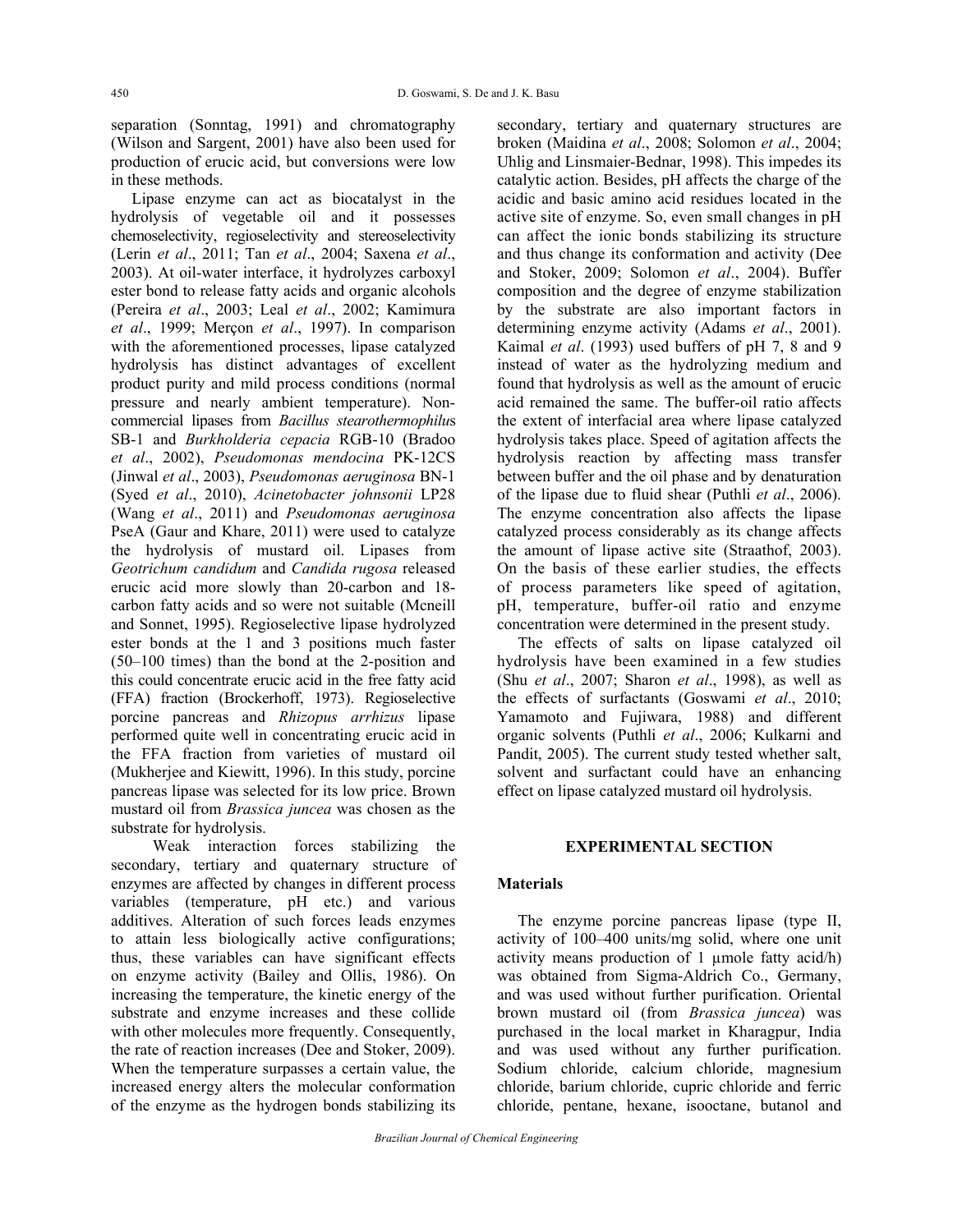separation (Sonntag, 1991) and chromatography (Wilson and Sargent, 2001) have also been used for production of erucic acid, but conversions were low in these methods.

Lipase enzyme can act as biocatalyst in the hydrolysis of vegetable oil and it possesses chemoselectivity, regioselectivity and stereoselectivity (Lerin *et al*., 2011; Tan *et al*., 2004; Saxena *et al*., 2003). At oil-water interface, it hydrolyzes carboxyl ester bond to release fatty acids and organic alcohols (Pereira *et al*., 2003; Leal *et al*., 2002; Kamimura *et al*., 1999; Merçon *et al*., 1997). In comparison with the aforementioned processes, lipase catalyzed hydrolysis has distinct advantages of excellent product purity and mild process conditions (normal pressure and nearly ambient temperature). Non-commercial lipases from *Bacillus stearothermophilus* SB-1 and *Burkholderia cepacia* RGB-10 (Bradoo *et al*., 2002), *Pseudomonas mendocina* PK-12CS (Jinwal *et al*., 2003), *Pseudomonas aeruginosa* BN-1 (Syed *et al*., 2010), *Acinetobacter johnsonii* LP28 (Wang *et al*., 2011) and *Pseudomonas aeruginosa* PseA (Gaur and Khare, 2011) were used to catalyze the hydrolysis of mustard oil. Lipases from *Geotrichum candidum* and *Candida rugosa* released erucic acid more slowly than 20-carbon and 18-carbon fatty acids and so were not suitable (Mcneill and Sonnet, 1995). Regioselective lipase hydrolyzed ester bonds at the 1 and 3 positions much faster (50–100 times) than the bond at the 2-position and this could concentrate erucic acid in the free fatty acid (FFA) fraction (Brockerhoff, 1973). Regioselective porcine pancreas and *Rhizopus arrhizus* lipase performed quite well in concentrating erucic acid in the FFA fraction from varieties of mustard oil (Mukherjee and Kiewitt, 1996). In this study, porcine pancreas lipase was selected for its low price. Brown mustard oil from *Brassica juncea* was chosen as the substrate for hydrolysis.

Weak interaction forces stabilizing the secondary, tertiary and quaternary structure of enzymes are affected by changes in different process variables (temperature, pH etc.) and various additives. Alteration of such forces leads enzymes to attain less biologically active configurations; thus, these variables can have significant effects on enzyme activity (Bailey and Ollis, 1986). On increasing the temperature, the kinetic energy of the substrate and enzyme increases and these collide with other molecules more frequently. Consequently, the rate of reaction increases (Dee and Stoker, 2009). When the temperature surpasses a certain value, the increased energy alters the molecular conformation of the enzyme as the hydrogen bonds stabilizing its secondary, tertiary and quaternary structures are broken (Maidina *et al*., 2008; Solomon *et al*., 2004; Uhlig and Linsmaier-Bednar, 1998). This impedes its catalytic action. Besides, pH affects the charge of the acidic and basic amino acid residues located in the active site of enzyme. So, even small changes in pH can affect the ionic bonds stabilizing its structure and thus change its conformation and activity (Dee and Stoker, 2009; Solomon *et al*., 2004). Buffer composition and the degree of enzyme stabilization by the substrate are also important factors in determining enzyme activity (Adams *et al*., 2001). Kaimal *et al*. (1993) used buffers of pH 7, 8 and 9 instead of water as the hydrolyzing medium and found that hydrolysis as well as the amount of erucic acid remained the same. The buffer-oil ratio affects the extent of interfacial area where lipase catalyzed hydrolysis takes place. Speed of agitation affects the hydrolysis reaction by affecting mass transfer between buffer and the oil phase and by denaturation of the lipase due to fluid shear (Puthli *et al*., 2006). The enzyme concentration also affects the lipase catalyzed process considerably as its change affects the amount of lipase active site (Straathof, 2003). On the basis of these earlier studies, the effects of process parameters like speed of agitation, pH, temperature, buffer-oil ratio and enzyme concentration were determined in the present study.

The effects of salts on lipase catalyzed oil hydrolysis have been examined in a few studies (Shu *et al*., 2007; Sharon *et al*., 1998), as well as the effects of surfactants (Goswami *et al*., 2010; Yamamoto and Fujiwara, 1988) and different organic solvents (Puthli *et al*., 2006; Kulkarni and Pandit, 2005). The current study tested whether salt, solvent and surfactant could have an enhancing effect on lipase catalyzed mustard oil hydrolysis.

## EXPERIMENTAL SECTION

### Materials

The enzyme porcine pancreas lipase (type II, activity of 100–400 units/mg solid, where one unit activity means production of 1 µmole fatty acid/h) was obtained from Sigma-Aldrich Co., Germany, and was used without further purification. Oriental brown mustard oil (from *Brassica juncea*) was purchased in the local market in Kharagpur, India and was used without any further purification. Sodium chloride, calcium chloride, magnesium chloride, barium chloride, cupric chloride and ferric chloride, pentane, hexane, isooctane, butanol and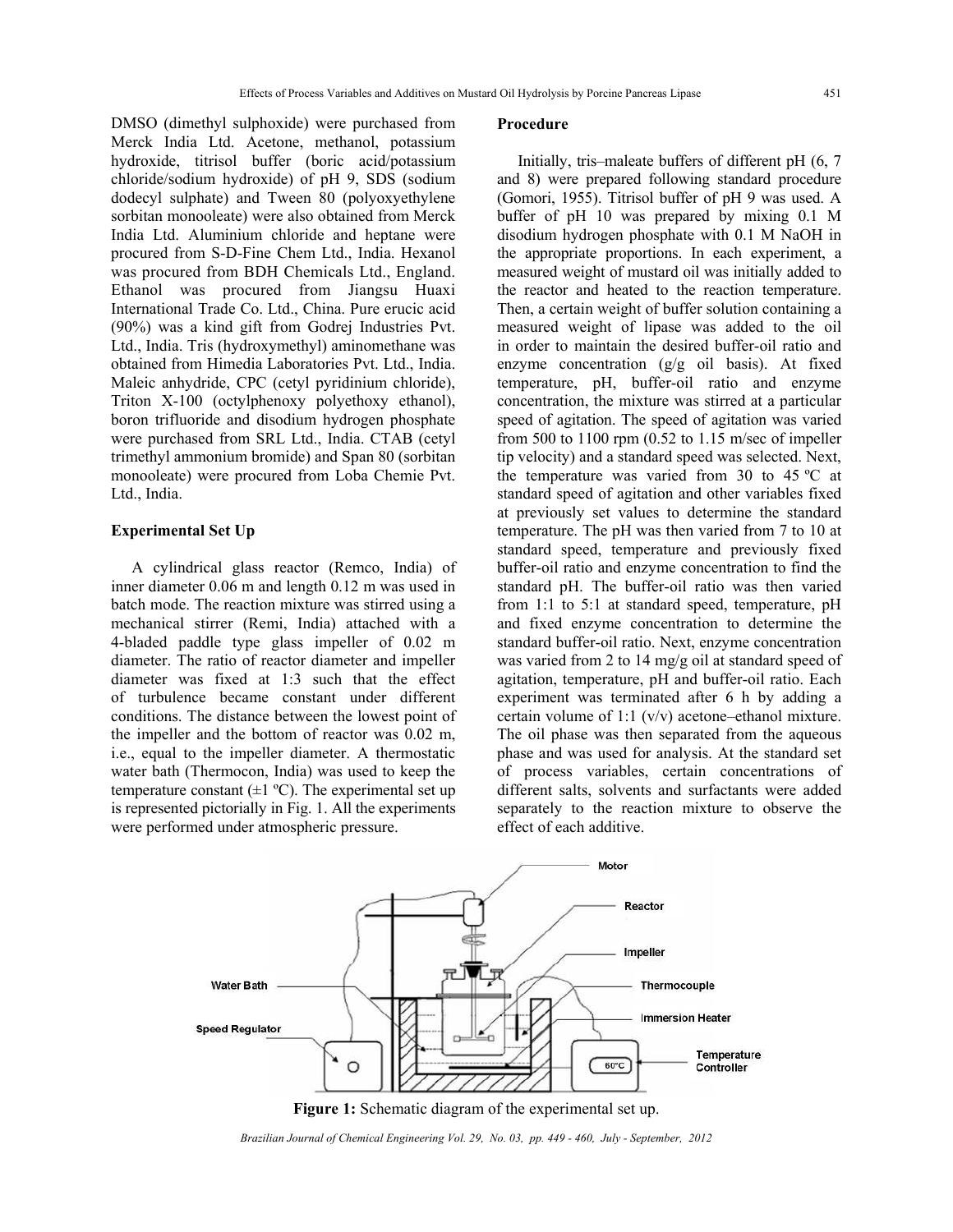DMSO (dimethyl sulphoxide) were purchased from Merck India Ltd. Acetone, methanol, potassium hydroxide, titrisol buffer (boric acid/potassium chloride/sodium hydroxide) of pH 9, SDS (sodium dodecyl sulphate) and Tween 80 (polyoxyethylene sorbitan monooleate) were also obtained from Merck India Ltd. Aluminium chloride and heptane were procured from S-D-Fine Chem Ltd., India. Hexanol was procured from BDH Chemicals Ltd., England. Ethanol was procured from Jiangsu Huaxi International Trade Co. Ltd., China. Pure erucic acid (90%) was a kind gift from Godrej Industries Pvt. Ltd., India. Tris (hydroxymethyl) aminomethane was obtained from Himedia Laboratories Pvt. Ltd., India. Maleic anhydride, CPC (cetyl pyridinium chloride), Triton X-100 (octylphenoxy polyethoxy ethanol), boron trifluoride and disodium hydrogen phosphate were purchased from SRL Ltd., India. CTAB (cetyl trimethyl ammonium bromide) and Span 80 (sorbitan monooleate) were procured from Loba Chemie Pvt. Ltd., India.

### Experimental Set Up

A cylindrical glass reactor (Remco, India) of inner diameter 0.06 m and length 0.12 m was used in batch mode. The reaction mixture was stirred using a mechanical stirrer (Remi, India) attached with a 4-bladed paddle type glass impeller of 0.02 m diameter. The ratio of reactor diameter and impeller diameter was fixed at 1:3 such that the effect of turbulence became constant under different conditions. The distance between the lowest point of the impeller and the bottom of reactor was 0.02 m, i.e., equal to the impeller diameter. A thermostatic water bath (Thermocon, India) was used to keep the temperature constant (±1 ºC). The experimental set up is represented pictorially in Fig. 1. All the experiments were performed under atmospheric pressure.

### Procedure

Initially, tris–maleate buffers of different pH (6, 7 and 8) were prepared following standard procedure (Gomori, 1955). Titrisol buffer of pH 9 was used. A buffer of pH 10 was prepared by mixing 0.1 M disodium hydrogen phosphate with 0.1 M NaOH in the appropriate proportions. In each experiment, a measured weight of mustard oil was initially added to the reactor and heated to the reaction temperature. Then, a certain weight of buffer solution containing a measured weight of lipase was added to the oil in order to maintain the desired buffer-oil ratio and enzyme concentration (g/g oil basis). At fixed temperature, pH, buffer-oil ratio and enzyme concentration, the mixture was stirred at a particular speed of agitation. The speed of agitation was varied from 500 to 1100 rpm (0.52 to 1.15 m/sec of impeller tip velocity) and a standard speed was selected. Next, the temperature was varied from 30 to 45 ºC at standard speed of agitation and other variables fixed at previously set values to determine the standard temperature. The pH was then varied from 7 to 10 at standard speed, temperature and previously fixed buffer-oil ratio and enzyme concentration to find the standard pH. The buffer-oil ratio was then varied from 1:1 to 5:1 at standard speed, temperature, pH and fixed enzyme concentration to determine the standard buffer-oil ratio. Next, enzyme concentration was varied from 2 to 14 mg/g oil at standard speed of agitation, temperature, pH and buffer-oil ratio. Each experiment was terminated after 6 h by adding a certain volume of 1:1 (v/v) acetone–ethanol mixture. The oil phase was then separated from the aqueous phase and was used for analysis. At the standard set of process variables, certain concentrations of different salts, solvents and surfactants were added separately to the reaction mixture to observe the effect of each additive.

**Figure 1:** Schematic diagram of the experimental set up.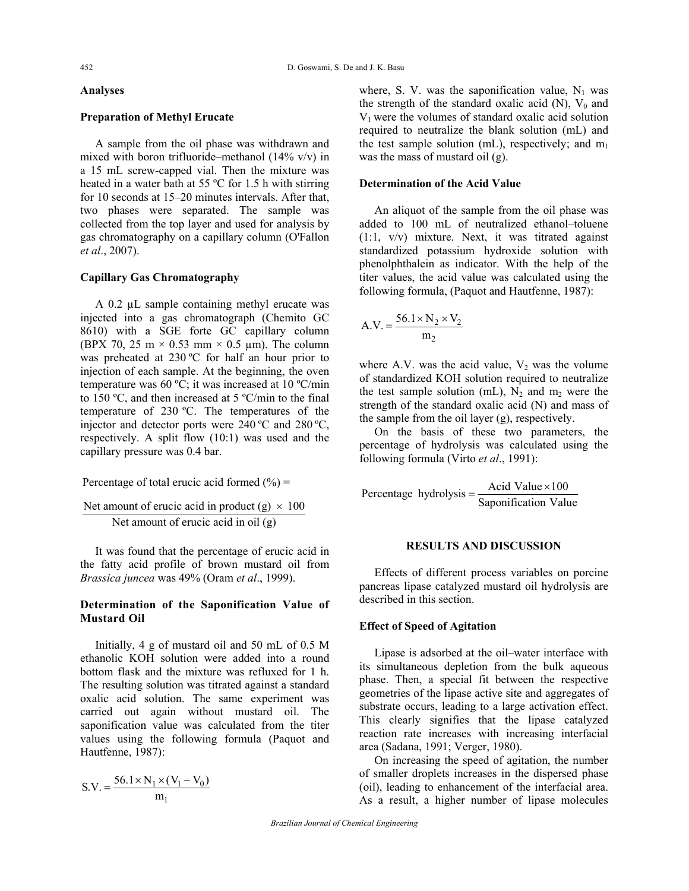### Analyses

### Preparation of Methyl Erucate

A sample from the oil phase was withdrawn and mixed with boron trifluoride–methanol (14% v/v) in a 15 mL screw-capped vial. Then the mixture was heated in a water bath at 55 ºC for 1.5 h with stirring for 10 seconds at 15–20 minutes intervals. After that, two phases were separated. The sample was collected from the top layer and used for analysis by gas chromatography on a capillary column (O'Fallon *et al*., 2007).

### Capillary Gas Chromatography

A 0.2 μL sample containing methyl erucate was injected into a gas chromatograph (Chemito GC 8610) with a SGE forte GC capillary column (BPX 70, 25 m × 0.53 mm × 0.5 μm). The column was preheated at 230 ºC for half an hour prior to injection of each sample. At the beginning, the oven temperature was 60 ºC; it was increased at 10 ºC/min to 150 ºC, and then increased at 5 ºC/min to the final temperature of 230 ºC. The temperatures of the injector and detector ports were 240 ºC and 280 ºC, respectively. A split flow (10:1) was used and the capillary pressure was 0.4 bar.

$$\text{Percentage of total erucic acid formed (\%)} = \frac{\text{Net amount of erucic acid in product (g)} \times 100}{\text{Net amount of erucic acid in oil (g)}}$$

It was found that the percentage of erucic acid in the fatty acid profile of brown mustard oil from *Brassica juncea* was 49% (Oram *et al*., 1999).

### Determination of the Saponification Value of Mustard Oil

Initially, 4 g of mustard oil and 50 mL of 0.5 M ethanolic KOH solution were added into a round bottom flask and the mixture was refluxed for 1 h. The resulting solution was titrated against a standard oxalic acid solution. The same experiment was carried out again without mustard oil. The saponification value was calculated from the titer values using the following formula (Paquot and Hautfenne, 1987):

$$\text{S.V.} = \frac{56.1 \times N_1 \times (V_1 - V_0)}{m_1}$$

where, S. V. was the saponification value, $N_1$ was the strength of the standard oxalic acid (N), $V_0$ and $V_1$ were the volumes of standard oxalic acid solution required to neutralize the blank solution (mL) and the test sample solution (mL), respectively; and $m_1$ was the mass of mustard oil (g).

### Determination of the Acid Value

An aliquot of the sample from the oil phase was added to 100 mL of neutralized ethanol–toluene (1:1, v/v) mixture. Next, it was titrated against standardized potassium hydroxide solution with phenolphthalein as indicator. With the help of the titer values, the acid value was calculated using the following formula, (Paquot and Hautfenne, 1987):

$$\text{A.V.} = \frac{56.1 \times N_2 \times V_2}{m_2}$$

where A.V. was the acid value, $V_2$ was the volume of standardized KOH solution required to neutralize the test sample solution (mL), $N_2$ and $m_2$ were the strength of the standard oxalic acid (N) and mass of the sample from the oil layer (g), respectively.

On the basis of these two parameters, the percentage of hydrolysis was calculated using the following formula (Virto *et al*., 1991):

$$\text{Percentage hydrolysis} = \frac{\text{Acid Value} \times 100}{\text{Saponification Value}}$$

## RESULTS AND DISCUSSION

Effects of different process variables on porcine pancreas lipase catalyzed mustard oil hydrolysis are described in this section.

### Effect of Speed of Agitation

Lipase is adsorbed at the oil–water interface with its simultaneous depletion from the bulk aqueous phase. Then, a special fit between the respective geometries of the lipase active site and aggregates of substrate occurs, leading to a large activation effect. This clearly signifies that the lipase catalyzed reaction rate increases with increasing interfacial area (Sadana, 1991; Verger, 1980).

On increasing the speed of agitation, the number of smaller droplets increases in the dispersed phase (oil), leading to enhancement of the interfacial area. As a result, a higher number of lipase molecules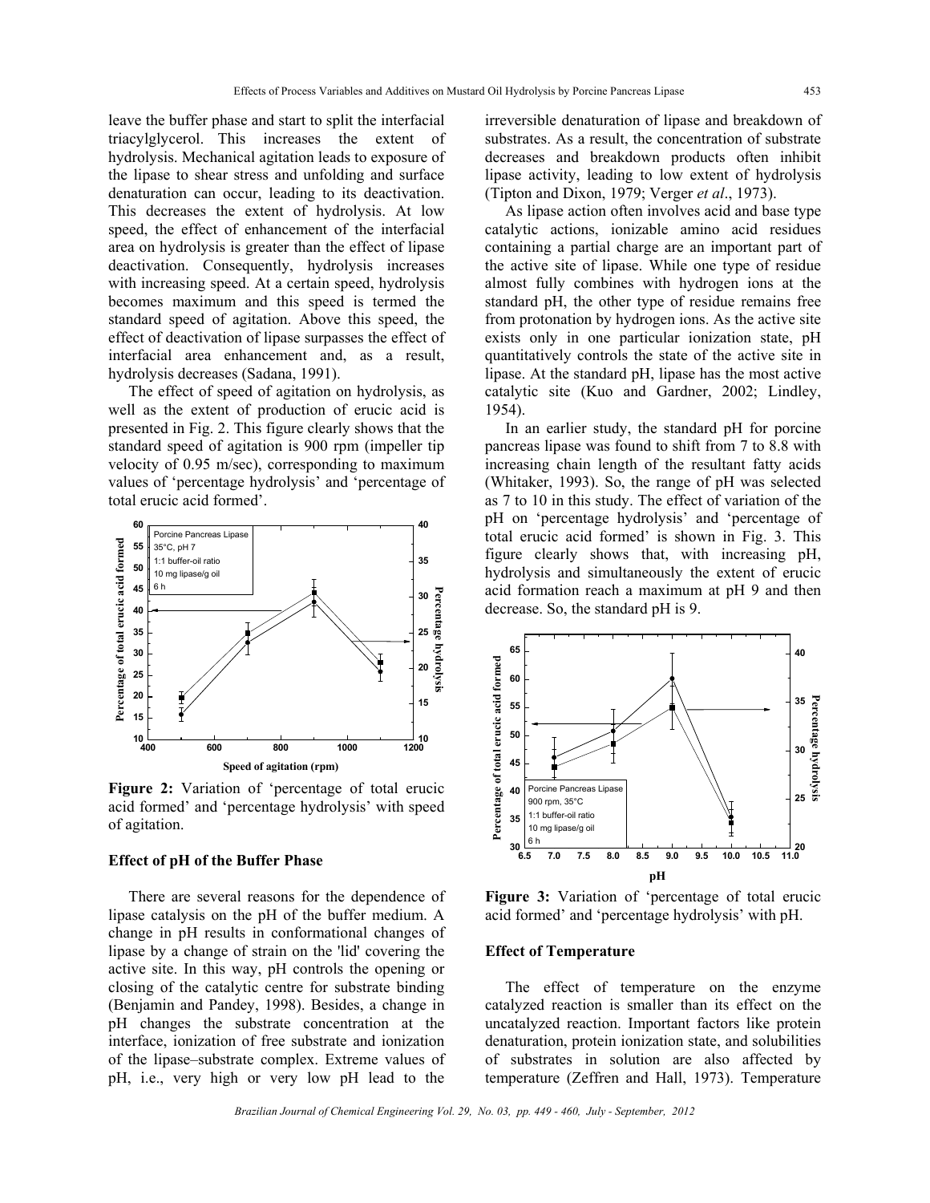leave the buffer phase and start to split the interfacial triacylglycerol. This increases the extent of hydrolysis. Mechanical agitation leads to exposure of the lipase to shear stress and unfolding and surface denaturation can occur, leading to its deactivation. This decreases the extent of hydrolysis. At low speed, the effect of enhancement of the interfacial area on hydrolysis is greater than the effect of lipase deactivation. Consequently, hydrolysis increases with increasing speed. At a certain speed, hydrolysis becomes maximum and this speed is termed the standard speed of agitation. Above this speed, the effect of deactivation of lipase surpasses the effect of interfacial area enhancement and, as a result, hydrolysis decreases (Sadana, 1991).

The effect of speed of agitation on hydrolysis, as well as the extent of production of erucic acid is presented in Fig. 2. This figure clearly shows that the standard speed of agitation is 900 rpm (impeller tip velocity of 0.95 m/sec), corresponding to maximum values of 'percentage hydrolysis' and 'percentage of total erucic acid formed'.

**Figure 2:** Variation of 'percentage of total erucic acid formed' and 'percentage hydrolysis' with speed of agitation.

### Effect of pH of the Buffer Phase

There are several reasons for the dependence of lipase catalysis on the pH of the buffer medium. A change in pH results in conformational changes of lipase by a change of strain on the 'lid' covering the active site. In this way, pH controls the opening or closing of the catalytic centre for substrate binding (Benjamin and Pandey, 1998). Besides, a change in pH changes the substrate concentration at the interface, ionization of free substrate and ionization of the lipase–substrate complex. Extreme values of pH, i.e., very high or very low pH lead to the irreversible denaturation of lipase and breakdown of substrates. As a result, the concentration of substrate decreases and breakdown products often inhibit lipase activity, leading to low extent of hydrolysis (Tipton and Dixon, 1979; Verger *et al*., 1973).

As lipase action often involves acid and base type catalytic actions, ionizable amino acid residues containing a partial charge are an important part of the active site of lipase. While one type of residue almost fully combines with hydrogen ions at the standard pH, the other type of residue remains free from protonation by hydrogen ions. As the active site exists only in one particular ionization state, pH quantitatively controls the state of the active site in lipase. At the standard pH, lipase has the most active catalytic site (Kuo and Gardner, 2002; Lindley, 1954).

In an earlier study, the standard pH for porcine pancreas lipase was found to shift from 7 to 8.8 with increasing chain length of the resultant fatty acids (Whitaker, 1993). So, the range of pH was selected as 7 to 10 in this study. The effect of variation of the pH on 'percentage hydrolysis' and 'percentage of total erucic acid formed' is shown in Fig. 3. This figure clearly shows that, with increasing pH, hydrolysis and simultaneously the extent of erucic acid formation reach a maximum at pH 9 and then decrease. So, the standard pH is 9.

**Figure 3:** Variation of 'percentage of total erucic acid formed' and 'percentage hydrolysis' with pH.

### Effect of Temperature

The effect of temperature on the enzyme catalyzed reaction is smaller than its effect on the uncatalyzed reaction. Important factors like protein denaturation, protein ionization state, and solubilities of substrates in solution are also affected by temperature (Zeffren and Hall, 1973). Temperature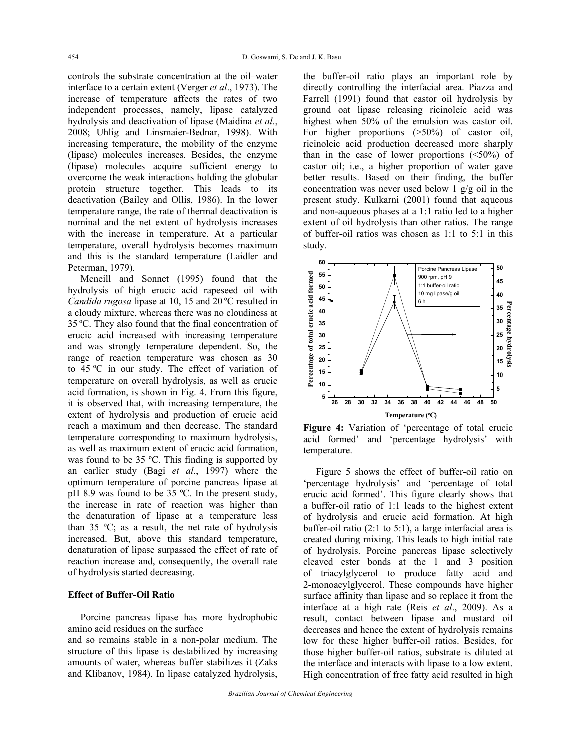controls the substrate concentration at the oil–water interface to a certain extent (Verger *et al*., 1973). The increase of temperature affects the rates of two independent processes, namely, lipase catalyzed hydrolysis and deactivation of lipase (Maidina *et al*., 2008; Uhlig and Linsmaier-Bednar, 1998). With increasing temperature, the mobility of the enzyme (lipase) molecules increases. Besides, the enzyme (lipase) molecules acquire sufficient energy to overcome the weak interactions holding the globular protein structure together. This leads to its deactivation (Bailey and Ollis, 1986). In the lower temperature range, the rate of thermal deactivation is nominal and the net extent of hydrolysis increases with the increase in temperature. At a particular temperature, overall hydrolysis becomes maximum and this is the standard temperature (Laidler and Peterman, 1979).

Mcneill and Sonnet (1995) found that the hydrolysis of high erucic acid rapeseed oil with *Candida rugosa* lipase at 10, 15 and 20 ºC resulted in a cloudy mixture, whereas there was no cloudiness at 35 ºC. They also found that the final concentration of erucic acid increased with increasing temperature and was strongly temperature dependent. So, the range of reaction temperature was chosen as 30 to 45 ºC in our study. The effect of variation of temperature on overall hydrolysis, as well as erucic acid formation, is shown in Fig. 4. From this figure, it is observed that, with increasing temperature, the extent of hydrolysis and production of erucic acid reach a maximum and then decrease. The standard temperature corresponding to maximum hydrolysis, as well as maximum extent of erucic acid formation, was found to be 35 ºC. This finding is supported by an earlier study (Bagi *et al*., 1997) where the optimum temperature of porcine pancreas lipase at pH 8.9 was found to be 35 ºC. In the present study, the increase in rate of reaction was higher than the denaturation of lipase at a temperature less than 35 ºC; as a result, the net rate of hydrolysis increased. But, above this standard temperature, denaturation of lipase surpassed the effect of rate of reaction increase and, consequently, the overall rate of hydrolysis started decreasing.

### Effect of Buffer-Oil Ratio

Porcine pancreas lipase has more hydrophobic amino acid residues on the surface and so remains stable in a non-polar medium. The structure of this lipase is destabilized by increasing amounts of water, whereas buffer stabilizes it (Zaks and Klibanov, 1984). In lipase catalyzed hydrolysis, the buffer-oil ratio plays an important role by directly controlling the interfacial area. Piazza and Farrell (1991) found that castor oil hydrolysis by ground oat lipase releasing ricinoleic acid was highest when 50% of the emulsion was castor oil. For higher proportions (>50%) of castor oil, ricinoleic acid production decreased more sharply than in the case of lower proportions (<50%) of castor oil; i.e., a higher proportion of water gave better results. Based on their finding, the buffer concentration was never used below 1 g/g oil in the present study. Kulkarni (2001) found that aqueous and non-aqueous phases at a 1:1 ratio led to a higher extent of oil hydrolysis than other ratios. The range of buffer-oil ratios was chosen as 1:1 to 5:1 in this study.

**Figure 4:** Variation of 'percentage of total erucic acid formed' and 'percentage hydrolysis' with temperature.

Figure 5 shows the effect of buffer-oil ratio on 'percentage hydrolysis' and 'percentage of total erucic acid formed'. This figure clearly shows that a buffer-oil ratio of 1:1 leads to the highest extent of hydrolysis and erucic acid formation. At high buffer-oil ratio (2:1 to 5:1), a large interfacial area is created during mixing. This leads to high initial rate of hydrolysis. Porcine pancreas lipase selectively cleaved ester bonds at the 1 and 3 position of triacylglycerol to produce fatty acid and 2-monoacylglycerol. These compounds have higher surface affinity than lipase and so replace it from the interface at a high rate (Reis *et al*., 2009). As a result, contact between lipase and mustard oil decreases and hence the extent of hydrolysis remains low for these higher buffer-oil ratios. Besides, for those higher buffer-oil ratios, substrate is diluted at the interface and interacts with lipase to a low extent. High concentration of free fatty acid resulted in high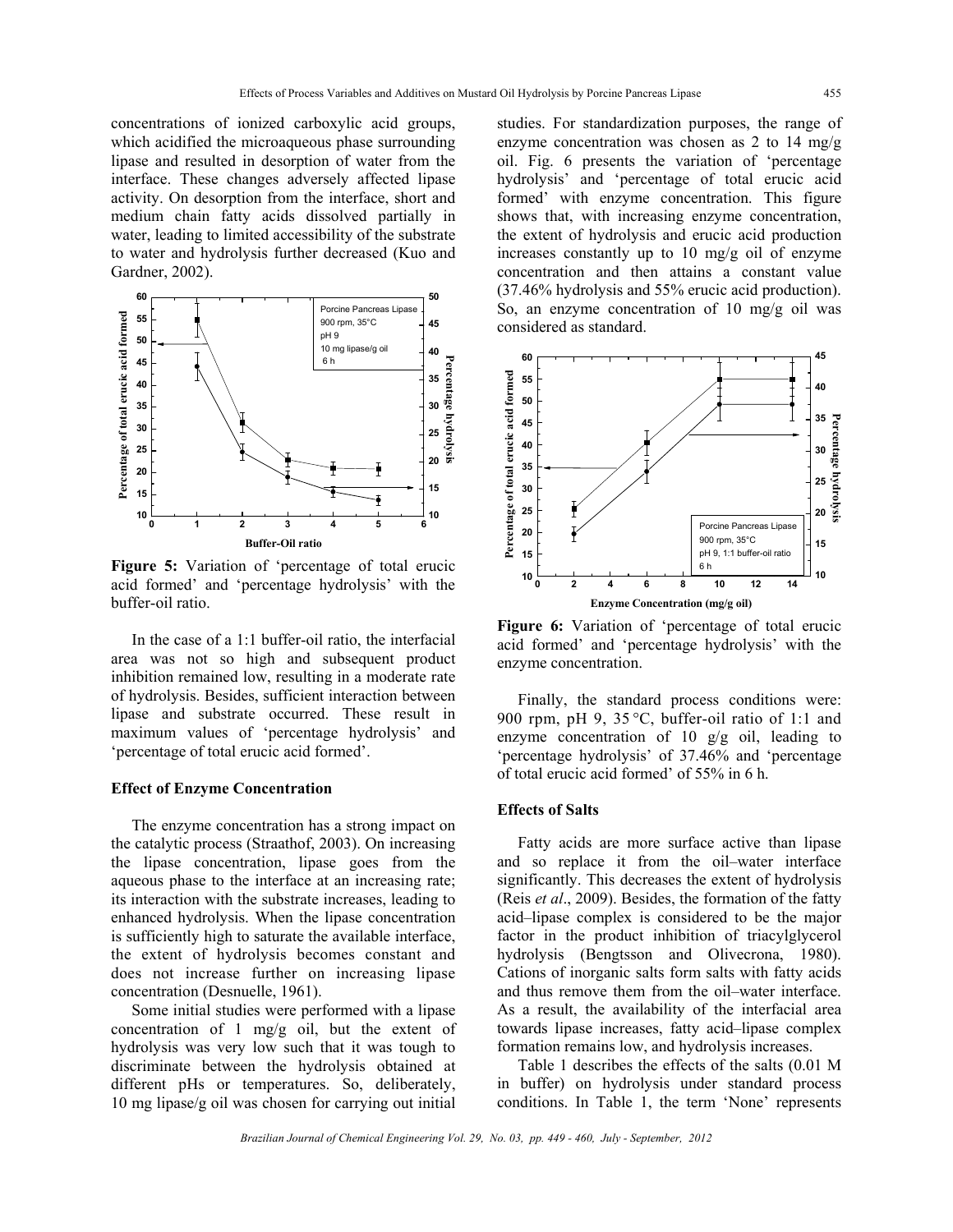concentrations of ionized carboxylic acid groups, which acidified the microaqueous phase surrounding lipase and resulted in desorption of water from the interface. These changes adversely affected lipase activity. On desorption from the interface, short and medium chain fatty acids dissolved partially in water, leading to limited accessibility of the substrate to water and hydrolysis further decreased (Kuo and Gardner, 2002).

**Figure 5:** Variation of 'percentage of total erucic acid formed' and 'percentage hydrolysis' with the buffer-oil ratio.

In the case of a 1:1 buffer-oil ratio, the interfacial area was not so high and subsequent product inhibition remained low, resulting in a moderate rate of hydrolysis. Besides, sufficient interaction between lipase and substrate occurred. These result in maximum values of 'percentage hydrolysis' and 'percentage of total erucic acid formed'.

### Effect of Enzyme Concentration

The enzyme concentration has a strong impact on the catalytic process (Straathof, 2003). On increasing the lipase concentration, lipase goes from the aqueous phase to the interface at an increasing rate; its interaction with the substrate increases, leading to enhanced hydrolysis. When the lipase concentration is sufficiently high to saturate the available interface, the extent of hydrolysis becomes constant and does not increase further on increasing lipase concentration (Desnuelle, 1961).

Some initial studies were performed with a lipase concentration of 1 mg/g oil, but the extent of hydrolysis was very low such that it was tough to discriminate between the hydrolysis obtained at different pHs or temperatures. So, deliberately, 10 mg lipase/g oil was chosen for carrying out initial studies. For standardization purposes, the range of enzyme concentration was chosen as 2 to 14 mg/g oil. Fig. 6 presents the variation of 'percentage hydrolysis' and 'percentage of total erucic acid formed' with enzyme concentration. This figure shows that, with increasing enzyme concentration, the extent of hydrolysis and erucic acid production increases constantly up to 10 mg/g oil of enzyme concentration and then attains a constant value (37.46% hydrolysis and 55% erucic acid production). So, an enzyme concentration of 10 mg/g oil was considered as standard.

**Figure 6:** Variation of 'percentage of total erucic acid formed' and 'percentage hydrolysis' with the enzyme concentration.

Finally, the standard process conditions were: 900 rpm, pH 9, 35 °C, buffer-oil ratio of 1:1 and enzyme concentration of 10 g/g oil, leading to 'percentage hydrolysis' of 37.46% and 'percentage of total erucic acid formed' of 55% in 6 h.

### Effects of Salts

Fatty acids are more surface active than lipase and so replace it from the oil–water interface significantly. This decreases the extent of hydrolysis (Reis *et al*., 2009). Besides, the formation of the fatty acid–lipase complex is considered to be the major factor in the product inhibition of triacylglycerol hydrolysis (Bengtsson and Olivecrona, 1980). Cations of inorganic salts form salts with fatty acids and thus remove them from the oil–water interface. As a result, the availability of the interfacial area towards lipase increases, fatty acid–lipase complex formation remains low, and hydrolysis increases.

Table 1 describes the effects of the salts (0.01 M in buffer) on hydrolysis under standard process conditions. In Table 1, the term 'None' represents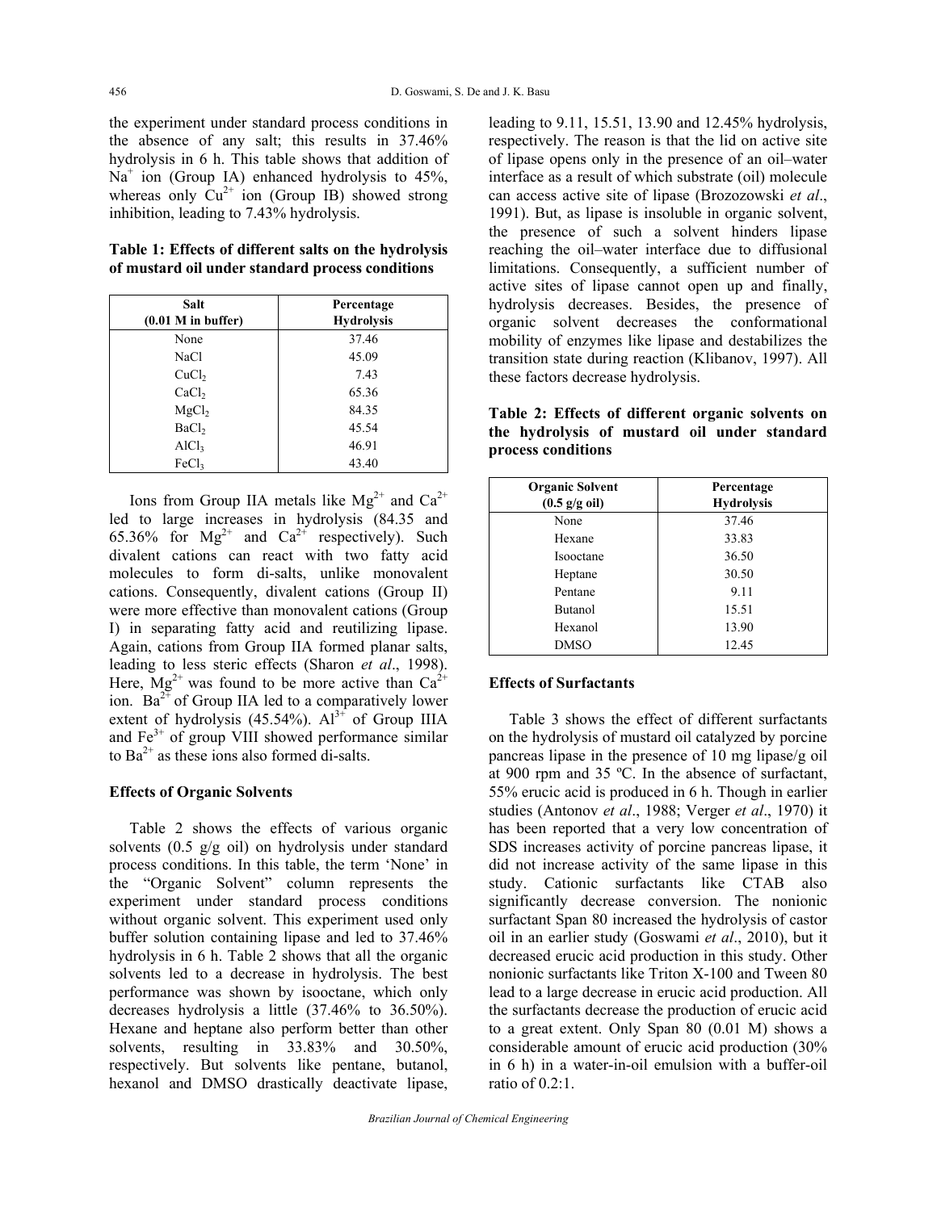the experiment under standard process conditions in the absence of any salt; this results in 37.46% hydrolysis in 6 h. This table shows that addition of $Na^+$ ion (Group IA) enhanced hydrolysis to 45%, whereas only $Cu^{2+}$ ion (Group IB) showed strong inhibition, leading to 7.43% hydrolysis.

**Table 1: Effects of different salts on the hydrolysis of mustard oil under standard process conditions**

| Salt (0.01 M in buffer) | Percentage Hydrolysis |
|---|---|
| None | 37.46 |
| NaCl | 45.09 |
| $CuCl_2$ | 7.43 |
| $CaCl_2$ | 65.36 |
| $MgCl_2$ | 84.35 |
| $BaCl_2$ | 45.54 |
| $AlCl_3$ | 46.91 |
| $FeCl_3$ | 43.40 |

Ions from Group IIA metals like $Mg^{2+}$ and $Ca^{2+}$ led to large increases in hydrolysis (84.35 and 65.36% for $Mg^{2+}$ and $Ca^{2+}$ respectively). Such divalent cations can react with two fatty acid molecules to form di-salts, unlike monovalent cations. Consequently, divalent cations (Group II) were more effective than monovalent cations (Group I) in separating fatty acid and reutilizing lipase. Again, cations from Group IIA formed planar salts, leading to less steric effects (Sharon *et al*., 1998). Here, $Mg^{2+}$ was found to be more active than $Ca^{2+}$ ion. $Ba^{2+}$ of Group IIA led to a comparatively lower extent of hydrolysis (45.54%). $Al^{3+}$ of Group IIIA and $Fe^{3+}$ of group VIII showed performance similar to $Ba^{2+}$ as these ions also formed di-salts.

### Effects of Organic Solvents

Table 2 shows the effects of various organic solvents (0.5 g/g oil) on hydrolysis under standard process conditions. In this table, the term 'None' in the "Organic Solvent" column represents the experiment under standard process conditions without organic solvent. This experiment used only buffer solution containing lipase and led to 37.46% hydrolysis in 6 h. Table 2 shows that all the organic solvents led to a decrease in hydrolysis. The best performance was shown by isooctane, which only decreases hydrolysis a little (37.46% to 36.50%). Hexane and heptane also perform better than other solvents, resulting in 33.83% and 30.50%, respectively. But solvents like pentane, butanol, hexanol and DMSO drastically deactivate lipase, leading to 9.11, 15.51, 13.90 and 12.45% hydrolysis, respectively. The reason is that the lid on active site of lipase opens only in the presence of an oil–water interface as a result of which substrate (oil) molecule can access active site of lipase (Brozozowski *et al*., 1991). But, as lipase is insoluble in organic solvent, the presence of such a solvent hinders lipase reaching the oil–water interface due to diffusional limitations. Consequently, a sufficient number of active sites of lipase cannot open up and finally, hydrolysis decreases. Besides, the presence of organic solvent decreases the conformational mobility of enzymes like lipase and destabilizes the transition state during reaction (Klibanov, 1997). All these factors decrease hydrolysis.

**Table 2: Effects of different organic solvents on the hydrolysis of mustard oil under standard process conditions**

| Organic Solvent (0.5 g/g oil) | Percentage Hydrolysis |
|---|---|
| None | 37.46 |
| Hexane | 33.83 |
| Isooctane | 36.50 |
| Heptane | 30.50 |
| Pentane | 9.11 |
| Butanol | 15.51 |
| Hexanol | 13.90 |
| DMSO | 12.45 |

### Effects of Surfactants

Table 3 shows the effect of different surfactants on the hydrolysis of mustard oil catalyzed by porcine pancreas lipase in the presence of 10 mg lipase/g oil at 900 rpm and 35 ºC. In the absence of surfactant, 55% erucic acid is produced in 6 h. Though in earlier studies (Antonov *et al*., 1988; Verger *et al*., 1970) it has been reported that a very low concentration of SDS increases activity of porcine pancreas lipase, it did not increase activity of the same lipase in this study. Cationic surfactants like CTAB also significantly decrease conversion. The nonionic surfactant Span 80 increased the hydrolysis of castor oil in an earlier study (Goswami *et al*., 2010), but it decreased erucic acid production in this study. Other nonionic surfactants like Triton X-100 and Tween 80 lead to a large decrease in erucic acid production. All the surfactants decrease the production of erucic acid to a great extent. Only Span 80 (0.01 M) shows a considerable amount of erucic acid production (30% in 6 h) in a water-in-oil emulsion with a buffer-oil ratio of 0.2:1.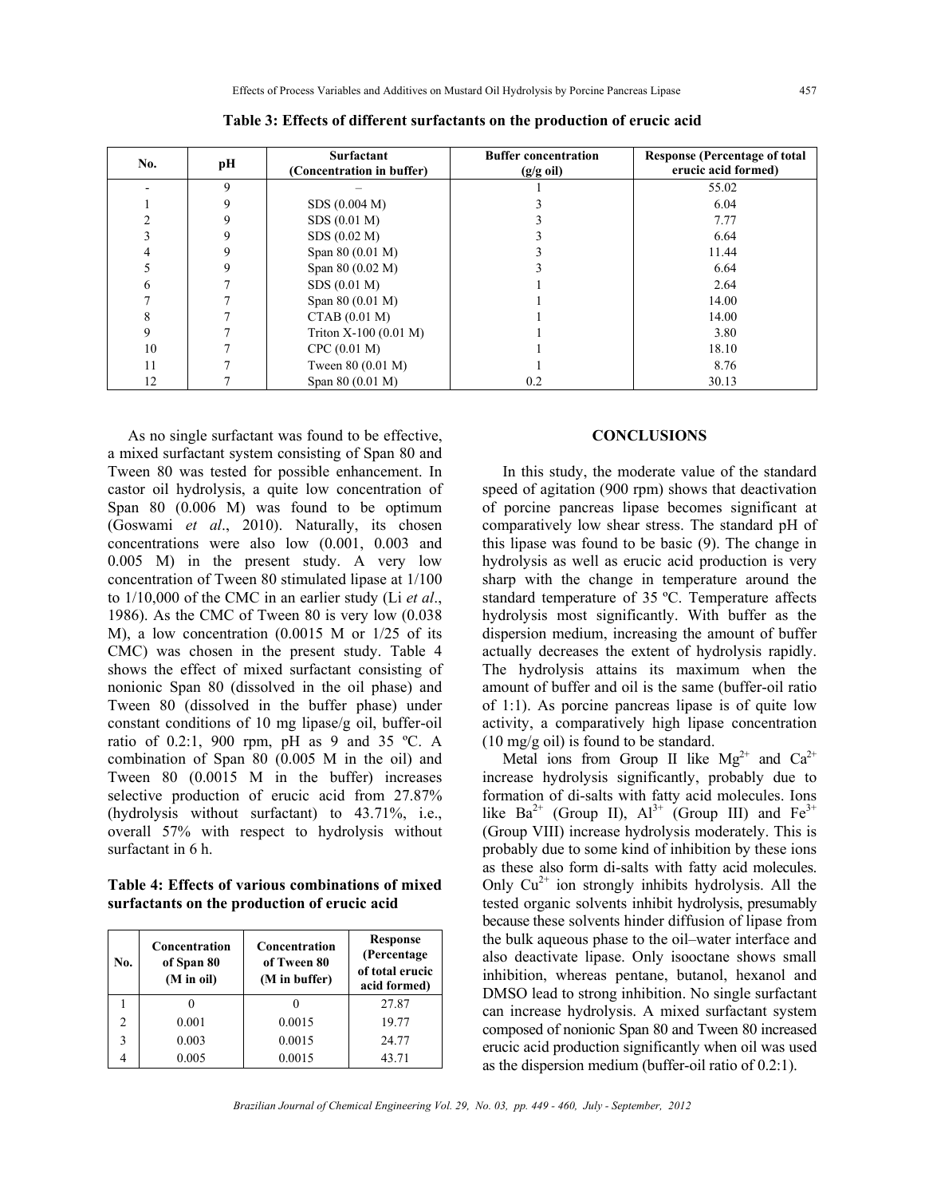**Table 3: Effects of different surfactants on the production of erucic acid**

| No. | pH | Surfactant (Concentration in buffer) | Buffer concentration (g/g oil) | Response (Percentage of total erucic acid formed) |
|---|---|---|---|---|
| - | 9 | – | 1 | 55.02 |
| 1 | 9 | SDS (0.004 M) | 3 | 6.04 |
| 2 | 9 | SDS (0.01 M) | 3 | 7.77 |
| 3 | 9 | SDS (0.02 M) | 3 | 6.64 |
| 4 | 9 | Span 80 (0.01 M) | 3 | 11.44 |
| 5 | 9 | Span 80 (0.02 M) | 3 | 6.64 |
| 6 | 7 | SDS (0.01 M) | 1 | 2.64 |
| 7 | 7 | Span 80 (0.01 M) | 1 | 14.00 |
| 8 | 7 | CTAB (0.01 M) | 1 | 14.00 |
| 9 | 7 | Triton X-100 (0.01 M) | 1 | 3.80 |
| 10 | 7 | CPC (0.01 M) | 1 | 18.10 |
| 11 | 7 | Tween 80 (0.01 M) | 1 | 8.76 |
| 12 | 7 | Span 80 (0.01 M) | 0.2 | 30.13 |

As no single surfactant was found to be effective, a mixed surfactant system consisting of Span 80 and Tween 80 was tested for possible enhancement. In castor oil hydrolysis, a quite low concentration of Span 80 (0.006 M) was found to be optimum (Goswami *et al*., 2010). Naturally, its chosen concentrations were also low (0.001, 0.003 and 0.005 M) in the present study. A very low concentration of Tween 80 stimulated lipase at 1/100 to 1/10,000 of the CMC in an earlier study (Li *et al*., 1986). As the CMC of Tween 80 is very low (0.038 M), a low concentration (0.0015 M or 1/25 of its CMC) was chosen in the present study. Table 4 shows the effect of mixed surfactant consisting of nonionic Span 80 (dissolved in the oil phase) and Tween 80 (dissolved in the buffer phase) under constant conditions of 10 mg lipase/g oil, buffer-oil ratio of 0.2:1, 900 rpm, pH as 9 and 35 ºC. A combination of Span 80 (0.005 M in the oil) and Tween 80 (0.0015 M in the buffer) increases selective production of erucic acid from 27.87% (hydrolysis without surfactant) to 43.71%, i.e., overall 57% with respect to hydrolysis without surfactant in 6 h.

**Table 4: Effects of various combinations of mixed surfactants on the production of erucic acid**

| No. | Concentration of Span 80 (M in oil) | Concentration of Tween 80 (M in buffer) | Response (Percentage of total erucic acid formed) |
|---|---|---|---|
| 1 | 0 | 0 | 27.87 |
| 2 | 0.001 | 0.0015 | 19.77 |
| 3 | 0.003 | 0.0015 | 24.77 |
| 4 | 0.005 | 0.0015 | 43.71 |

## CONCLUSIONS

In this study, the moderate value of the standard speed of agitation (900 rpm) shows that deactivation of porcine pancreas lipase becomes significant at comparatively low shear stress. The standard pH of this lipase was found to be basic (9). The change in hydrolysis as well as erucic acid production is very sharp with the change in temperature around the standard temperature of 35 ºC. Temperature affects hydrolysis most significantly. With buffer as the dispersion medium, increasing the amount of buffer actually decreases the extent of hydrolysis rapidly. The hydrolysis attains its maximum when the amount of buffer and oil is the same (buffer-oil ratio of 1:1). As porcine pancreas lipase is of quite low activity, a comparatively high lipase concentration (10 mg/g oil) is found to be standard.

Metal ions from Group II like $Mg^{2+}$ and $Ca^{2+}$ increase hydrolysis significantly, probably due to formation of di-salts with fatty acid molecules. Ions like $Ba^{2+}$ (Group II), $Al^{3+}$ (Group III) and $Fe^{3+}$ (Group VIII) increase hydrolysis moderately. This is probably due to some kind of inhibition by these ions as these also form di-salts with fatty acid molecules. Only $Cu^{2+}$ ion strongly inhibits hydrolysis. All the tested organic solvents inhibit hydrolysis, presumably because these solvents hinder diffusion of lipase from the bulk aqueous phase to the oil–water interface and also deactivate lipase. Only isooctane shows small inhibition, whereas pentane, butanol, hexanol and DMSO lead to strong inhibition. No single surfactant can increase hydrolysis. A mixed surfactant system composed of nonionic Span 80 and Tween 80 increased erucic acid production significantly when oil was used as the dispersion medium (buffer-oil ratio of 0.2:1).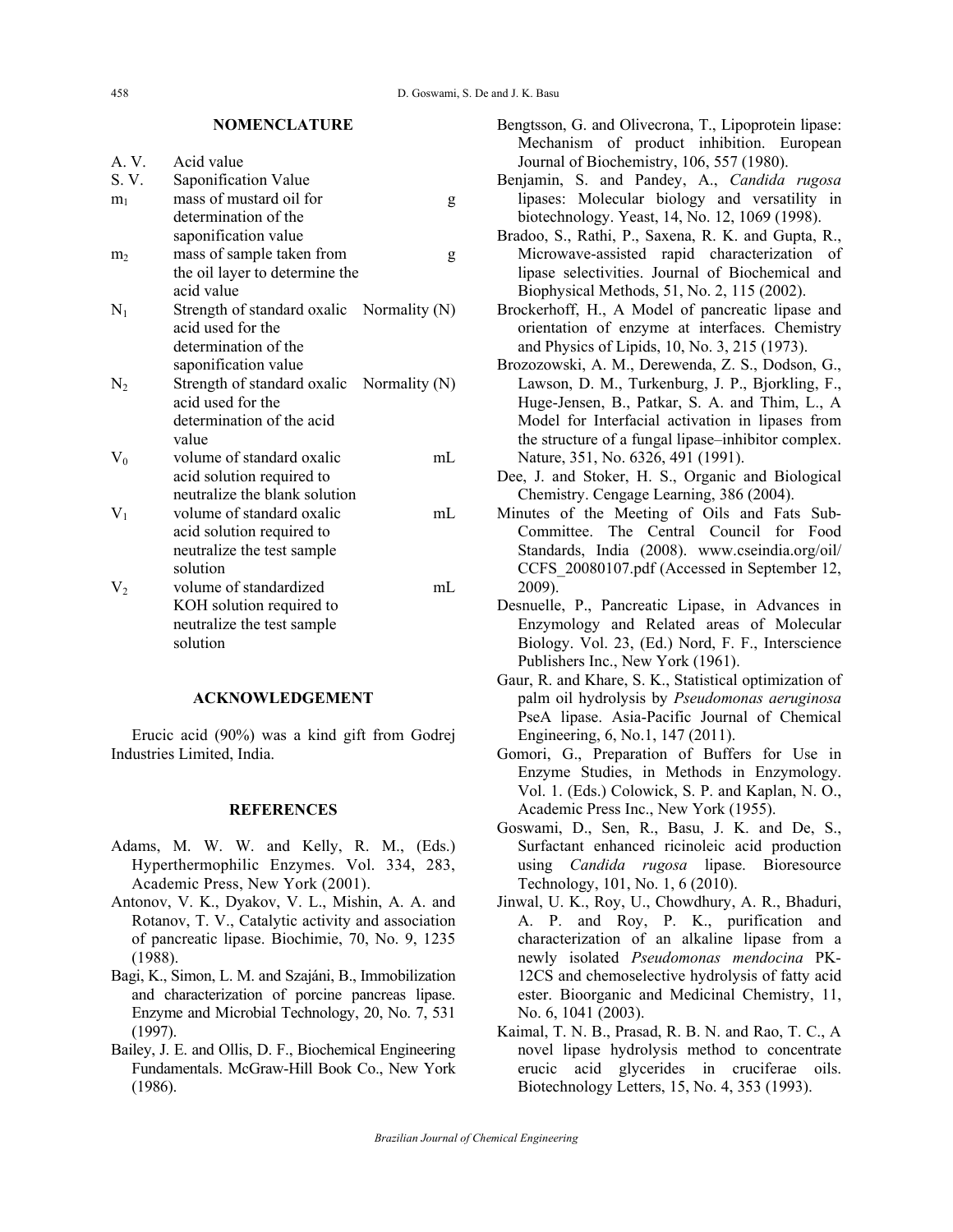## NOMENCLATURE

| | | |
|---|---|---|
| A. V. | Acid value | |
| S. V. | Saponification Value | |
| $m_1$ | mass of mustard oil for determination of the saponification value | g |
| $m_2$ | mass of sample taken from the oil layer to determine the acid value | g |
| $N_1$ | Strength of standard oxalic acid used for the determination of the saponification value | Normality (N) |
| $N_2$ | Strength of standard oxalic acid used for the determination of the acid value | Normality (N) |
| $V_0$ | volume of standard oxalic acid solution required to neutralize the blank solution | mL |
| $V_1$ | volume of standard oxalic acid solution required to neutralize the test sample solution | mL |
| $V_2$ | volume of standardized KOH solution required to neutralize the test sample solution | mL |

## ACKNOWLEDGEMENT

Erucic acid (90%) was a kind gift from Godrej Industries Limited, India.

## REFERENCES

Adams, M. W. W. and Kelly, R. M., (Eds.) Hyperthermophilic Enzymes. Vol. 334, 283, Academic Press, New York (2001).

Antonov, V. K., Dyakov, V. L., Mishin, A. A. and Rotanov, T. V., Catalytic activity and association of pancreatic lipase. Biochimie, 70, No. 9, 1235 (1988).

Bagi, K., Simon, L. M. and Szajáni, B., Immobilization and characterization of porcine pancreas lipase. Enzyme and Microbial Technology, 20, No. 7, 531 (1997).

Bailey, J. E. and Ollis, D. F., Biochemical Engineering Fundamentals. McGraw-Hill Book Co., New York (1986).

Bengtsson, G. and Olivecrona, T., Lipoprotein lipase: Mechanism of product inhibition. European Journal of Biochemistry, 106, 557 (1980).

Benjamin, S. and Pandey, A., *Candida rugosa* lipases: Molecular biology and versatility in biotechnology. Yeast, 14, No. 12, 1069 (1998).

Bradoo, S., Rathi, P., Saxena, R. K. and Gupta, R., Microwave-assisted rapid characterization of lipase selectivities. Journal of Biochemical and Biophysical Methods, 51, No. 2, 115 (2002).

Brockerhoff, H., A Model of pancreatic lipase and orientation of enzyme at interfaces. Chemistry and Physics of Lipids, 10, No. 3, 215 (1973).

Brozozowski, A. M., Derewenda, Z. S., Dodson, G., Lawson, D. M., Turkenburg, J. P., Bjorkling, F., Huge-Jensen, B., Patkar, S. A. and Thim, L., A Model for Interfacial activation in lipases from the structure of a fungal lipase–inhibitor complex. Nature, 351, No. 6326, 491 (1991).

Dee, J. and Stoker, H. S., Organic and Biological Chemistry. Cengage Learning, 386 (2004).

Minutes of the Meeting of Oils and Fats Sub-Committee. The Central Council for Food Standards, India (2008). www.cseindia.org/oil/CCFS_20080107.pdf (Accessed in September 12, 2009).

Desnuelle, P., Pancreatic Lipase, in Advances in Enzymology and Related areas of Molecular Biology. Vol. 23, (Ed.) Nord, F. F., Interscience Publishers Inc., New York (1961).

Gaur, R. and Khare, S. K., Statistical optimization of palm oil hydrolysis by *Pseudomonas aeruginosa* PseA lipase. Asia-Pacific Journal of Chemical Engineering, 6, No.1, 147 (2011).

Gomori, G., Preparation of Buffers for Use in Enzyme Studies, in Methods in Enzymology. Vol. 1. (Eds.) Colowick, S. P. and Kaplan, N. O., Academic Press Inc., New York (1955).

Goswami, D., Sen, R., Basu, J. K. and De, S., Surfactant enhanced ricinoleic acid production using *Candida rugosa* lipase. Bioresource Technology, 101, No. 1, 6 (2010).

Jinwal, U. K., Roy, U., Chowdhury, A. R., Bhaduri, A. P. and Roy, P. K., purification and characterization of an alkaline lipase from a newly isolated *Pseudomonas mendocina* PK-12CS and chemoselective hydrolysis of fatty acid ester. Bioorganic and Medicinal Chemistry, 11, No. 6, 1041 (2003).

Kaimal, T. N. B., Prasad, R. B. N. and Rao, T. C., A novel lipase hydrolysis method to concentrate erucic acid glycerides in cruciferae oils. Biotechnology Letters, 15, No. 4, 353 (1993).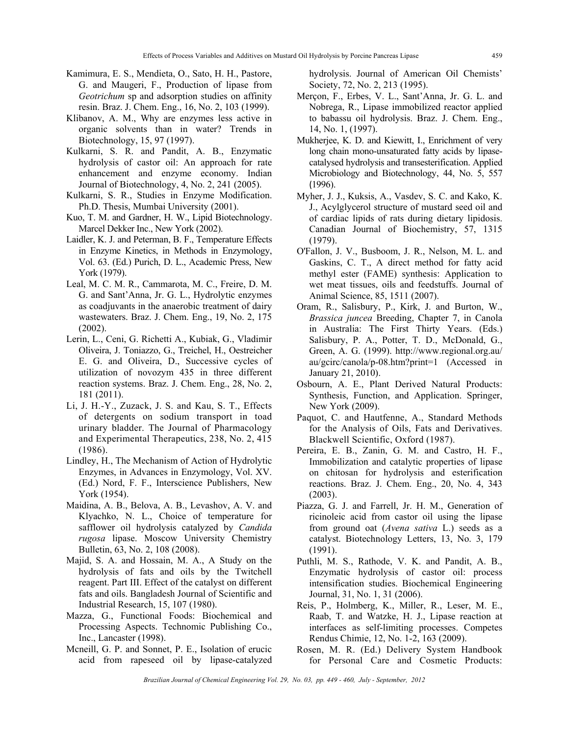Kamimura, E. S., Mendieta, O., Sato, H. H., Pastore, G. and Maugeri, F., Production of lipase from *Geotrichum* sp and adsorption studies on affinity resin. Braz. J. Chem. Eng., 16, No. 2, 103 (1999).

Klibanov, A. M., Why are enzymes less active in organic solvents than in water? Trends in Biotechnology, 15, 97 (1997).

Kulkarni, S. R. and Pandit, A. B., Enzymatic hydrolysis of castor oil: An approach for rate enhancement and enzyme economy. Indian Journal of Biotechnology, 4, No. 2, 241 (2005).

Kulkarni, S. R., Studies in Enzyme Modification. Ph.D. Thesis, Mumbai University (2001).

Kuo, T. M. and Gardner, H. W., Lipid Biotechnology. Marcel Dekker Inc., New York (2002).

Laidler, K. J. and Peterman, B. F., Temperature Effects in Enzyme Kinetics, in Methods in Enzymology, Vol. 63. (Ed.) Purich, D. L., Academic Press, New York (1979).

Leal, M. C. M. R., Cammarota, M. C., Freire, D. M. G. and Sant'Anna, Jr. G. L., Hydrolytic enzymes as coadjuvants in the anaerobic treatment of dairy wastewaters. Braz. J. Chem. Eng., 19, No. 2, 175 (2002).

Lerin, L., Ceni, G. Richetti A., Kubiak, G., Vladimir Oliveira, J. Toniazzo, G., Treichel, H., Oestreicher E. G. and Oliveira, D., Successive cycles of utilization of novozym 435 in three different reaction systems. Braz. J. Chem. Eng., 28, No. 2, 181 (2011).

Li, J. H.-Y., Zuzack, J. S. and Kau, S. T., Effects of detergents on sodium transport in toad urinary bladder. The Journal of Pharmacology and Experimental Therapeutics, 238, No. 2, 415 (1986).

Lindley, H., The Mechanism of Action of Hydrolytic Enzymes, in Advances in Enzymology, Vol. XV. (Ed.) Nord, F. F., Interscience Publishers, New York (1954).

Maidina, A. B., Belova, A. B., Levashov, A. V. and Klyachko, N. L., Choice of temperature for safflower oil hydrolysis catalyzed by *Candida rugosa* lipase. Moscow University Chemistry Bulletin, 63, No. 2, 108 (2008).

Majid, S. A. and Hossain, M. A., A Study on the hydrolysis of fats and oils by the Twitchell reagent. Part III. Effect of the catalyst on different fats and oils. Bangladesh Journal of Scientific and Industrial Research, 15, 107 (1980).

Mazza, G., Functional Foods: Biochemical and Processing Aspects. Technomic Publishing Co., Inc., Lancaster (1998).

Mcneill, G. P. and Sonnet, P. E., Isolation of erucic acid from rapeseed oil by lipase-catalyzed hydrolysis. Journal of American Oil Chemists' Society, 72, No. 2, 213 (1995).

Merçon, F., Erbes, V. L., Sant'Anna, Jr. G. L. and Nobrega, R., Lipase immobilized reactor applied to babassu oil hydrolysis. Braz. J. Chem. Eng., 14, No. 1, (1997).

Mukherjee, K. D. and Kiewitt, I., Enrichment of very long chain mono-unsaturated fatty acids by lipase-catalysed hydrolysis and transesterification. Applied Microbiology and Biotechnology, 44, No. 5, 557 (1996).

Myher, J. J., Kuksis, A., Vasdev, S. C. and Kako, K. J., Acylglycerol structure of mustard seed oil and of cardiac lipids of rats during dietary lipidosis. Canadian Journal of Biochemistry, 57, 1315 (1979).

O'Fallon, J. V., Busboom, J. R., Nelson, M. L. and Gaskins, C. T., A direct method for fatty acid methyl ester (FAME) synthesis: Application to wet meat tissues, oils and feedstuffs. Journal of Animal Science, 85, 1511 (2007).

Oram, R., Salisbury, P., Kirk, J. and Burton, W., *Brassica juncea* Breeding, Chapter 7, in Canola in Australia: The First Thirty Years. (Eds.) Salisbury, P. A., Potter, T. D., McDonald, G., Green, A. G. (1999). http://www.regional.org.au/au/gcirc/canola/p-08.htm?print=1 (Accessed in January 21, 2010).

Osbourn, A. E., Plant Derived Natural Products: Synthesis, Function, and Application. Springer, New York (2009).

Paquot, C. and Hautfenne, A., Standard Methods for the Analysis of Oils, Fats and Derivatives. Blackwell Scientific, Oxford (1987).

Pereira, E. B., Zanin, G. M. and Castro, H. F., Immobilization and catalytic properties of lipase on chitosan for hydrolysis and esterification reactions. Braz. J. Chem. Eng., 20, No. 4, 343 (2003).

Piazza, G. J. and Farrell, Jr. H. M., Generation of ricinoleic acid from castor oil using the lipase from ground oat (*Avena sativa* L.) seeds as a catalyst. Biotechnology Letters, 13, No. 3, 179 (1991).

Puthli, M. S., Rathode, V. K. and Pandit, A. B., Enzymatic hydrolysis of castor oil: process intensification studies. Biochemical Engineering Journal, 31, No. 1, 31 (2006).

Reis, P., Holmberg, K., Miller, R., Leser, M. E., Raab, T. and Watzke, H. J., Lipase reaction at interfaces as self-limiting processes. Competes Rendus Chimie, 12, No. 1-2, 163 (2009).

Rosen, M. R. (Ed.) Delivery System Handbook for Personal Care and Cosmetic Products: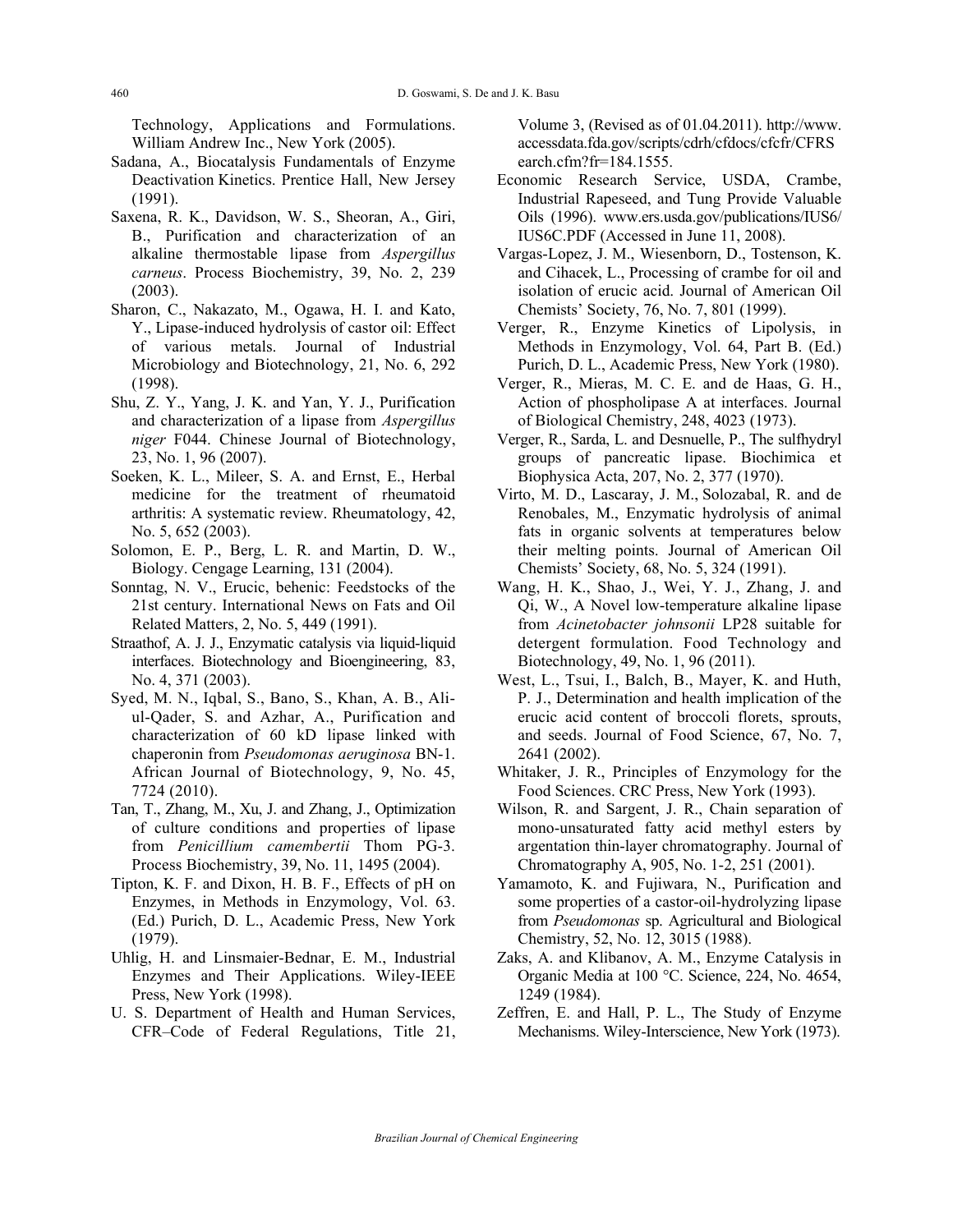Technology, Applications and Formulations. William Andrew Inc., New York (2005).

Sadana, A., Biocatalysis Fundamentals of Enzyme Deactivation Kinetics. Prentice Hall, New Jersey (1991).

Saxena, R. K., Davidson, W. S., Sheoran, A., Giri, B., Purification and characterization of an alkaline thermostable lipase from *Aspergillus carneus*. Process Biochemistry, 39, No. 2, 239 (2003).

Sharon, C., Nakazato, M., Ogawa, H. I. and Kato, Y., Lipase-induced hydrolysis of castor oil: Effect of various metals. Journal of Industrial Microbiology and Biotechnology, 21, No. 6, 292 (1998).

Shu, Z. Y., Yang, J. K. and Yan, Y. J., Purification and characterization of a lipase from *Aspergillus niger* F044. Chinese Journal of Biotechnology, 23, No. 1, 96 (2007).

Soeken, K. L., Mileer, S. A. and Ernst, E., Herbal medicine for the treatment of rheumatoid arthritis: A systematic review. Rheumatology, 42, No. 5, 652 (2003).

Solomon, E. P., Berg, L. R. and Martin, D. W., Biology. Cengage Learning, 131 (2004).

Sonntag, N. V., Erucic, behenic: Feedstocks of the 21st century. International News on Fats and Oil Related Matters, 2, No. 5, 449 (1991).

Straathof, A. J. J., Enzymatic catalysis via liquid-liquid interfaces. Biotechnology and Bioengineering, 83, No. 4, 371 (2003).

Syed, M. N., Iqbal, S., Bano, S., Khan, A. B., Ali-ul-Qader, S. and Azhar, A., Purification and characterization of 60 kD lipase linked with chaperonin from *Pseudomonas aeruginosa* BN-1. African Journal of Biotechnology, 9, No. 45, 7724 (2010).

Tan, T., Zhang, M., Xu, J. and Zhang, J., Optimization of culture conditions and properties of lipase from *Penicillium camembertii* Thom PG-3. Process Biochemistry, 39, No. 11, 1495 (2004).

Tipton, K. F. and Dixon, H. B. F., Effects of pH on Enzymes, in Methods in Enzymology, Vol. 63. (Ed.) Purich, D. L., Academic Press, New York (1979).

Uhlig, H. and Linsmaier-Bednar, E. M., Industrial Enzymes and Their Applications. Wiley-IEEE Press, New York (1998).

U. S. Department of Health and Human Services, CFR–Code of Federal Regulations, Title 21, Volume 3, (Revised as of 01.04.2011). http://www.accessdata.fda.gov/scripts/cdrh/cfdocs/cfcfr/CFRSearch.cfm?fr=184.1555.

Economic Research Service, USDA, Crambe, Industrial Rapeseed, and Tung Provide Valuable Oils (1996). www.ers.usda.gov/publications/IUS6/IUS6C.PDF (Accessed in June 11, 2008).

Vargas-Lopez, J. M., Wiesenborn, D., Tostenson, K. and Cihacek, L., Processing of crambe for oil and isolation of erucic acid. Journal of American Oil Chemists' Society, 76, No. 7, 801 (1999).

Verger, R., Enzyme Kinetics of Lipolysis, in Methods in Enzymology, Vol. 64, Part B. (Ed.) Purich, D. L., Academic Press, New York (1980).

Verger, R., Mieras, M. C. E. and de Haas, G. H., Action of phospholipase A at interfaces. Journal of Biological Chemistry, 248, 4023 (1973).

Verger, R., Sarda, L. and Desnuelle, P., The sulfhydryl groups of pancreatic lipase. Biochimica et Biophysica Acta, 207, No. 2, 377 (1970).

Virto, M. D., Lascaray, J. M., Solozabal, R. and de Renobales, M., Enzymatic hydrolysis of animal fats in organic solvents at temperatures below their melting points. Journal of American Oil Chemists' Society, 68, No. 5, 324 (1991).

Wang, H. K., Shao, J., Wei, Y. J., Zhang, J. and Qi, W., A Novel low-temperature alkaline lipase from *Acinetobacter johnsonii* LP28 suitable for detergent formulation. Food Technology and Biotechnology, 49, No. 1, 96 (2011).

West, L., Tsui, I., Balch, B., Mayer, K. and Huth, P. J., Determination and health implication of the erucic acid content of broccoli florets, sprouts, and seeds. Journal of Food Science, 67, No. 7, 2641 (2002).

Whitaker, J. R., Principles of Enzymology for the Food Sciences. CRC Press, New York (1993).

Wilson, R. and Sargent, J. R., Chain separation of mono-unsaturated fatty acid methyl esters by argentation thin-layer chromatography. Journal of Chromatography A, 905, No. 1-2, 251 (2001).

Yamamoto, K. and Fujiwara, N., Purification and some properties of a castor-oil-hydrolyzing lipase from *Pseudomonas* sp. Agricultural and Biological Chemistry, 52, No. 12, 3015 (1988).

Zaks, A. and Klibanov, A. M., Enzyme Catalysis in Organic Media at 100 °C. Science, 224, No. 4654, 1249 (1984).

Zeffren, E. and Hall, P. L., The Study of Enzyme Mechanisms. Wiley-Interscience, New York (1973).